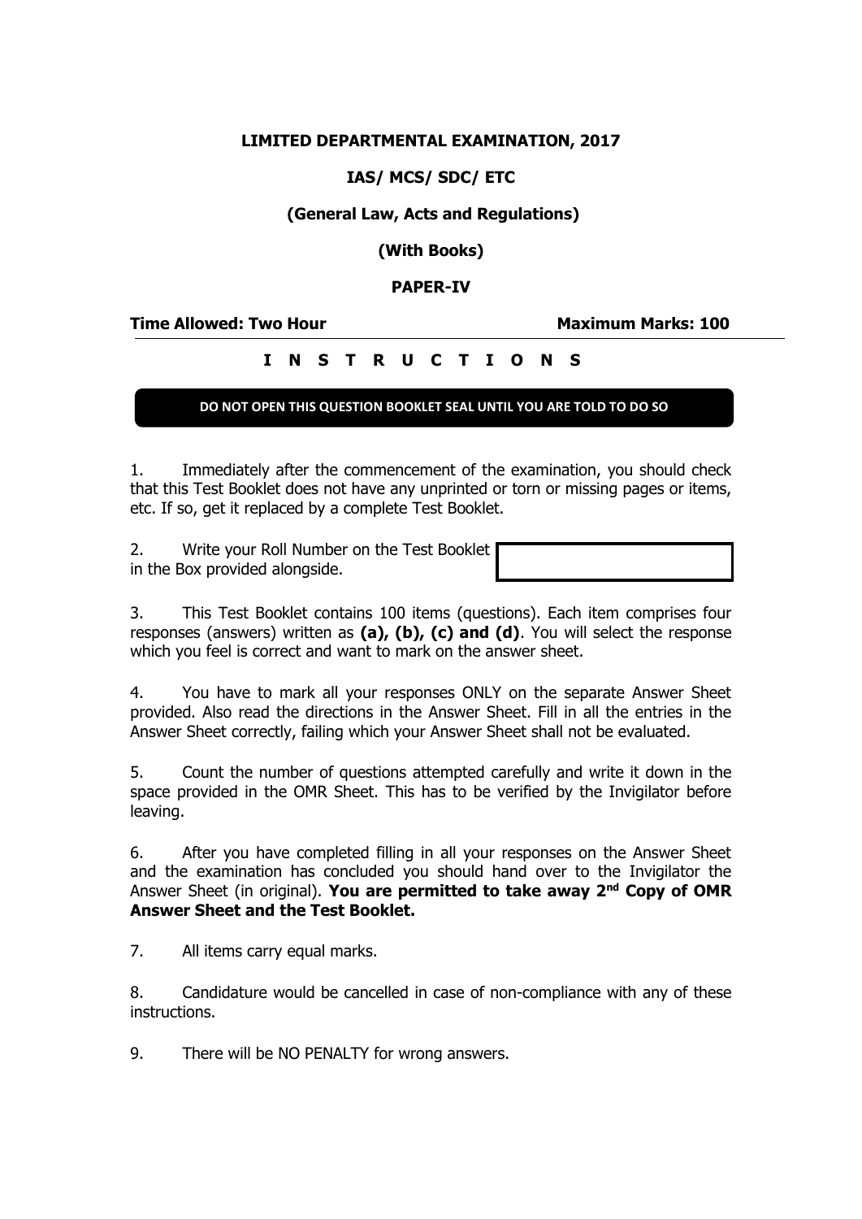**LIMITED DEPARTMENTAL EXAMINATION, 2017**

**IAS/ MCS/ SDC/ ETC**

**(General Law, Acts and Regulations)**

**(With Books)**

**PAPER-IV**

**Time Allowed: Two Hour** **Maximum Marks: 100**

---

**I N S T R U C T I O N S**

**DO NOT OPEN THIS QUESTION BOOKLET SEAL UNTIL YOU ARE TOLD TO DO SO**

1. Immediately after the commencement of the examination, you should check that this Test Booklet does not have any unprinted or torn or missing pages or items, etc. If so, get it replaced by a complete Test Booklet.

2. Write your Roll Number on the Test Booklet in the Box provided alongside.

3. This Test Booklet contains 100 items (questions). Each item comprises four responses (answers) written as **(a), (b), (c) and (d)**. You will select the response which you feel is correct and want to mark on the answer sheet.

4. You have to mark all your responses ONLY on the separate Answer Sheet provided. Also read the directions in the Answer Sheet. Fill in all the entries in the Answer Sheet correctly, failing which your Answer Sheet shall not be evaluated.

5. Count the number of questions attempted carefully and write it down in the space provided in the OMR Sheet. This has to be verified by the Invigilator before leaving.

6. After you have completed filling in all your responses on the Answer Sheet and the examination has concluded you should hand over to the Invigilator the Answer Sheet (in original). **You are permitted to take away 2nd Copy of OMR Answer Sheet and the Test Booklet.**

7. All items carry equal marks.

8. Candidature would be cancelled in case of non-compliance with any of these instructions.

9. There will be NO PENALTY for wrong answers.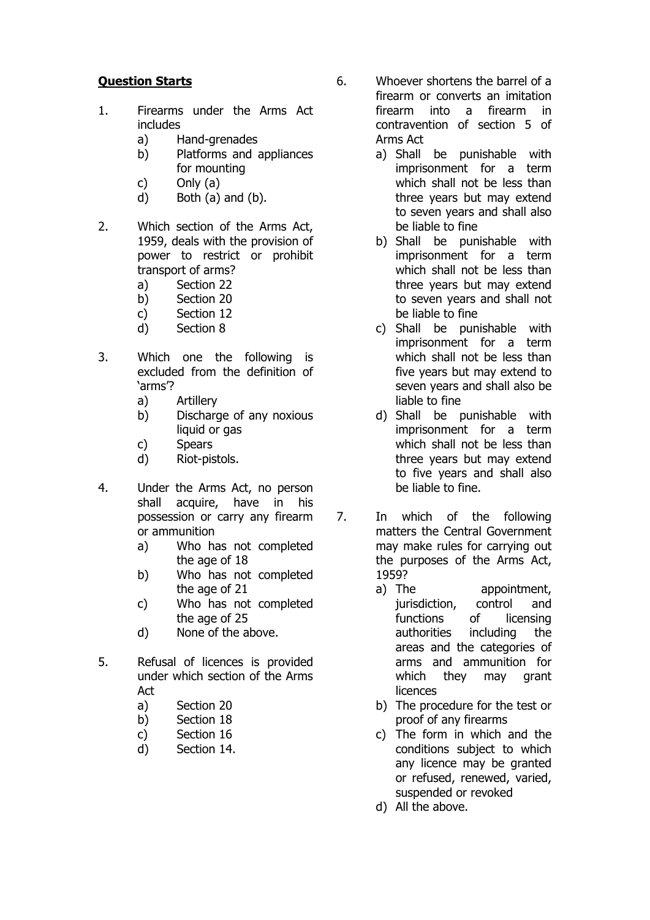**Question Starts**

1. Firearms under the Arms Act includes
   a) Hand-grenades
   b) Platforms and appliances for mounting
   c) Only (a)
   d) Both (a) and (b).

2. Which section of the Arms Act, 1959, deals with the provision of power to restrict or prohibit transport of arms?
   a) Section 22
   b) Section 20
   c) Section 12
   d) Section 8

3. Which one the following is excluded from the definition of 'arms'?
   a) Artillery
   b) Discharge of any noxious liquid or gas
   c) Spears
   d) Riot-pistols.

4. Under the Arms Act, no person shall acquire, have in his possession or carry any firearm or ammunition
   a) Who has not completed the age of 18
   b) Who has not completed the age of 21
   c) Who has not completed the age of 25
   d) None of the above.

5. Refusal of licences is provided under which section of the Arms Act
   a) Section 20
   b) Section 18
   c) Section 16
   d) Section 14.

6. Whoever shortens the barrel of a firearm or converts an imitation firearm into a firearm in contravention of section 5 of Arms Act
   a) Shall be punishable with imprisonment for a term which shall not be less than three years but may extend to seven years and shall also be liable to fine
   b) Shall be punishable with imprisonment for a term which shall not be less than three years but may extend to seven years and shall not be liable to fine
   c) Shall be punishable with imprisonment for a term which shall not be less than five years but may extend to seven years and shall also be liable to fine
   d) Shall be punishable with imprisonment for a term which shall not be less than three years but may extend to five years and shall also be liable to fine.

7. In which of the following matters the Central Government may make rules for carrying out the purposes of the Arms Act, 1959?
   a) The appointment, jurisdiction, control and functions of licensing authorities including the areas and the categories of arms and ammunition for which they may grant licences
   b) The procedure for the test or proof of any firearms
   c) The form in which and the conditions subject to which any licence may be granted or refused, renewed, varied, suspended or revoked
   d) All the above.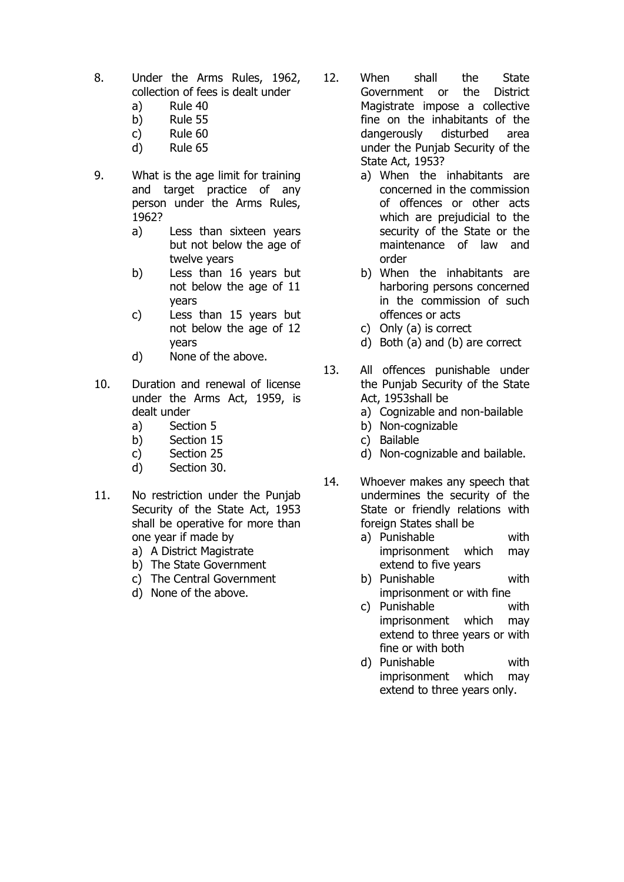8. Under the Arms Rules, 1962, collection of fees is dealt under
   a) Rule 40
   b) Rule 55
   c) Rule 60
   d) Rule 65

9. What is the age limit for training and target practice of any person under the Arms Rules, 1962?
   a) Less than sixteen years but not below the age of twelve years
   b) Less than 16 years but not below the age of 11 years
   c) Less than 15 years but not below the age of 12 years
   d) None of the above.

10. Duration and renewal of license under the Arms Act, 1959, is dealt under
    a) Section 5
    b) Section 15
    c) Section 25
    d) Section 30.

11. No restriction under the Punjab Security of the State Act, 1953 shall be operative for more than one year if made by
    a) A District Magistrate
    b) The State Government
    c) The Central Government
    d) None of the above.

12. When shall the State Government or the District Magistrate impose a collective fine on the inhabitants of the dangerously disturbed area under the Punjab Security of the State Act, 1953?
    a) When the inhabitants are concerned in the commission of offences or other acts which are prejudicial to the security of the State or the maintenance of law and order
    b) When the inhabitants are harboring persons concerned in the commission of such offences or acts
    c) Only (a) is correct
    d) Both (a) and (b) are correct

13. All offences punishable under the Punjab Security of the State Act, 1953shall be
    a) Cognizable and non-bailable
    b) Non-cognizable
    c) Bailable
    d) Non-cognizable and bailable.

14. Whoever makes any speech that undermines the security of the State or friendly relations with foreign States shall be
    a) Punishable with imprisonment which may extend to five years
    b) Punishable with imprisonment or with fine
    c) Punishable with imprisonment which may extend to three years or with fine or with both
    d) Punishable with imprisonment which may extend to three years only.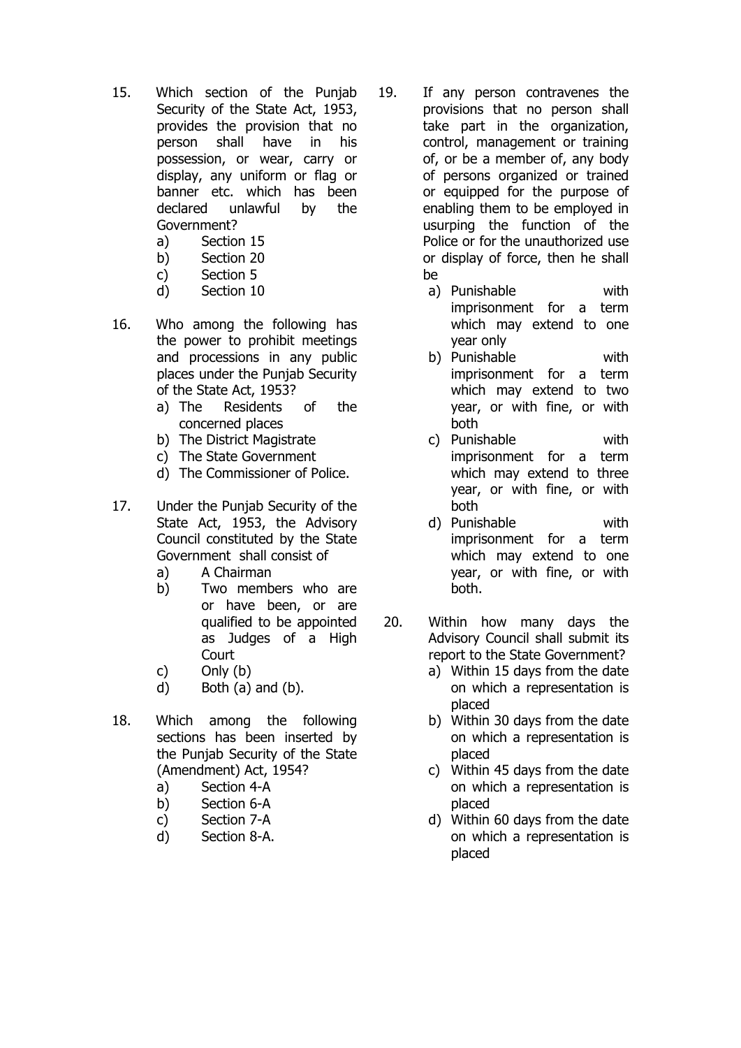15. Which section of the Punjab Security of the State Act, 1953, provides the provision that no person shall have in his possession, or wear, carry or display, any uniform or flag or banner etc. which has been declared unlawful by the Government?
    a) Section 15
    b) Section 20
    c) Section 5
    d) Section 10

16. Who among the following has the power to prohibit meetings and processions in any public places under the Punjab Security of the State Act, 1953?
    a) The Residents of the concerned places
    b) The District Magistrate
    c) The State Government
    d) The Commissioner of Police.

17. Under the Punjab Security of the State Act, 1953, the Advisory Council constituted by the State Government shall consist of
    a) A Chairman
    b) Two members who are or have been, or are qualified to be appointed as Judges of a High Court
    c) Only (b)
    d) Both (a) and (b).

18. Which among the following sections has been inserted by the Punjab Security of the State (Amendment) Act, 1954?
    a) Section 4-A
    b) Section 6-A
    c) Section 7-A
    d) Section 8-A.

19. If any person contravenes the provisions that no person shall take part in the organization, control, management or training of, or be a member of, any body of persons organized or trained or equipped for the purpose of enabling them to be employed in usurping the function of the Police or for the unauthorized use or display of force, then he shall be
    a) Punishable with imprisonment for a term which may extend to one year only
    b) Punishable with imprisonment for a term which may extend to two year, or with fine, or with both
    c) Punishable with imprisonment for a term which may extend to three year, or with fine, or with both
    d) Punishable with imprisonment for a term which may extend to one year, or with fine, or with both.

20. Within how many days the Advisory Council shall submit its report to the State Government?
    a) Within 15 days from the date on which a representation is placed
    b) Within 30 days from the date on which a representation is placed
    c) Within 45 days from the date on which a representation is placed
    d) Within 60 days from the date on which a representation is placed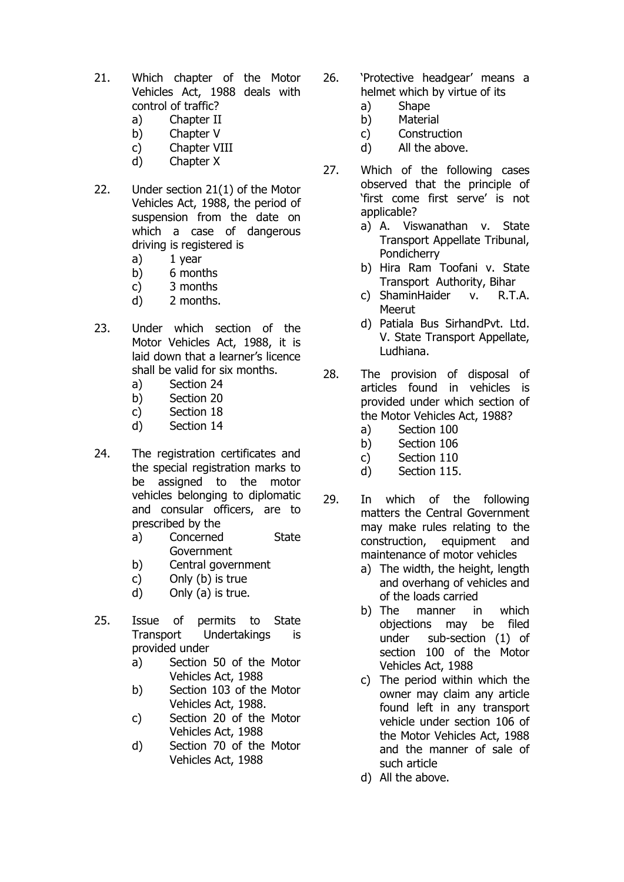21. Which chapter of the Motor Vehicles Act, 1988 deals with control of traffic?
    a) Chapter II
    b) Chapter V
    c) Chapter VIII
    d) Chapter X

22. Under section 21(1) of the Motor Vehicles Act, 1988, the period of suspension from the date on which a case of dangerous driving is registered is
    a) 1 year
    b) 6 months
    c) 3 months
    d) 2 months.

23. Under which section of the Motor Vehicles Act, 1988, it is laid down that a learner's licence shall be valid for six months.
    a) Section 24
    b) Section 20
    c) Section 18
    d) Section 14

24. The registration certificates and the special registration marks to be assigned to the motor vehicles belonging to diplomatic and consular officers, are to prescribed by the
    a) Concerned State Government
    b) Central government
    c) Only (b) is true
    d) Only (a) is true.

25. Issue of permits to State Transport Undertakings is provided under
    a) Section 50 of the Motor Vehicles Act, 1988
    b) Section 103 of the Motor Vehicles Act, 1988.
    c) Section 20 of the Motor Vehicles Act, 1988
    d) Section 70 of the Motor Vehicles Act, 1988

26. 'Protective headgear' means a helmet which by virtue of its
    a) Shape
    b) Material
    c) Construction
    d) All the above.

27. Which of the following cases observed that the principle of 'first come first serve' is not applicable?
    a) A. Viswanathan v. State Transport Appellate Tribunal, Pondicherry
    b) Hira Ram Toofani v. State Transport Authority, Bihar
    c) ShaminHaider v. R.T.A. Meerut
    d) Patiala Bus SirhandPvt. Ltd. V. State Transport Appellate, Ludhiana.

28. The provision of disposal of articles found in vehicles is provided under which section of the Motor Vehicles Act, 1988?
    a) Section 100
    b) Section 106
    c) Section 110
    d) Section 115.

29. In which of the following matters the Central Government may make rules relating to the construction, equipment and maintenance of motor vehicles
    a) The width, the height, length and overhang of vehicles and of the loads carried
    b) The manner in which objections may be filed under sub-section (1) of section 100 of the Motor Vehicles Act, 1988
    c) The period within which the owner may claim any article found left in any transport vehicle under section 106 of the Motor Vehicles Act, 1988 and the manner of sale of such article
    d) All the above.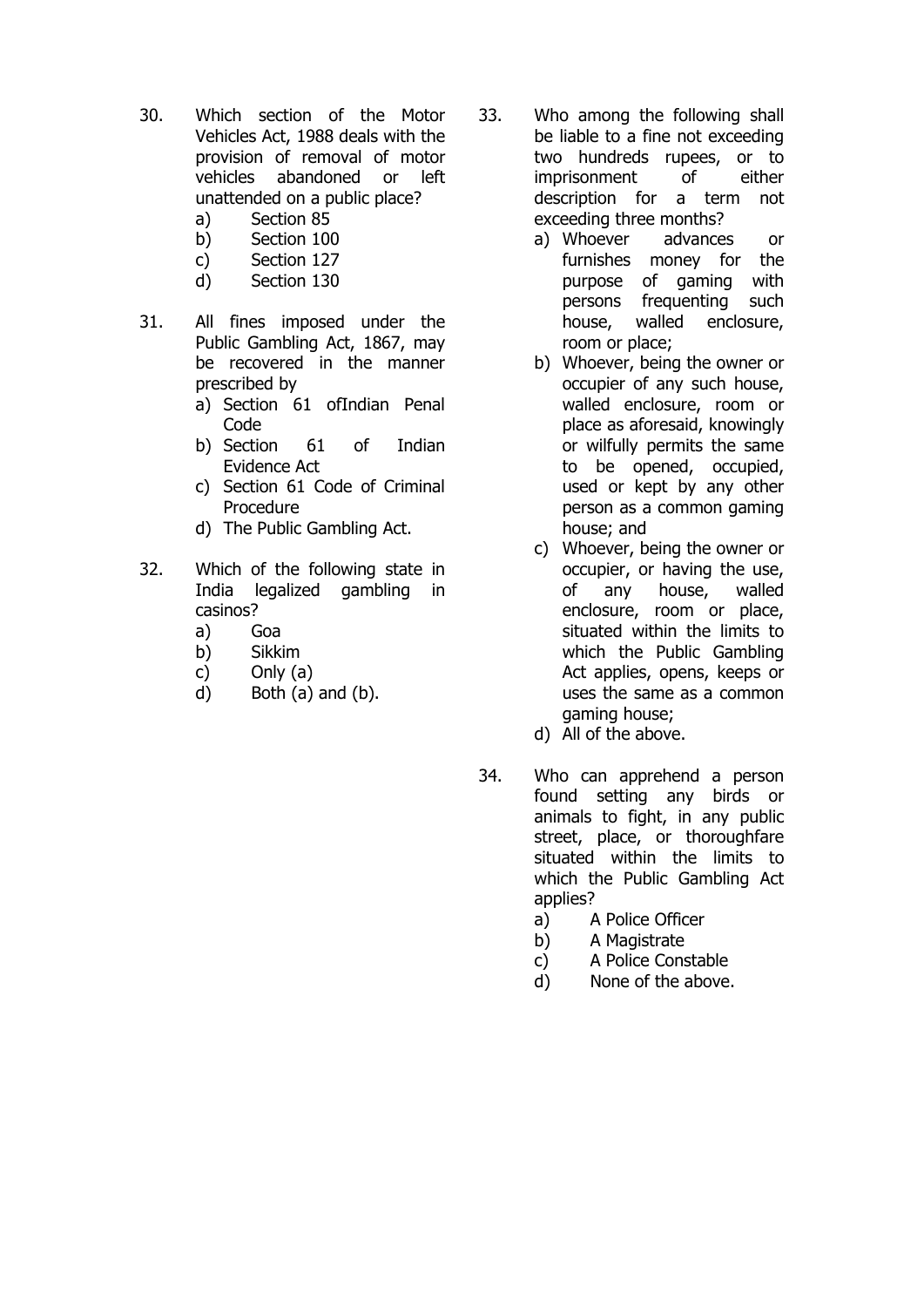30. Which section of the Motor Vehicles Act, 1988 deals with the provision of removal of motor vehicles abandoned or left unattended on a public place?
    a) Section 85
    b) Section 100
    c) Section 127
    d) Section 130

31. All fines imposed under the Public Gambling Act, 1867, may be recovered in the manner prescribed by
    a) Section 61 ofIndian Penal Code
    b) Section 61 of Indian Evidence Act
    c) Section 61 Code of Criminal Procedure
    d) The Public Gambling Act.

32. Which of the following state in India legalized gambling in casinos?
    a) Goa
    b) Sikkim
    c) Only (a)
    d) Both (a) and (b).

33. Who among the following shall be liable to a fine not exceeding two hundreds rupees, or to imprisonment of either description for a term not exceeding three months?
    a) Whoever advances or furnishes money for the purpose of gaming with persons frequenting such house, walled enclosure, room or place;
    b) Whoever, being the owner or occupier of any such house, walled enclosure, room or place as aforesaid, knowingly or wilfully permits the same to be opened, occupied, used or kept by any other person as a common gaming house; and
    c) Whoever, being the owner or occupier, or having the use, of any house, walled enclosure, room or place, situated within the limits to which the Public Gambling Act applies, opens, keeps or uses the same as a common gaming house;
    d) All of the above.

34. Who can apprehend a person found setting any birds or animals to fight, in any public street, place, or thoroughfare situated within the limits to which the Public Gambling Act applies?
    a) A Police Officer
    b) A Magistrate
    c) A Police Constable
    d) None of the above.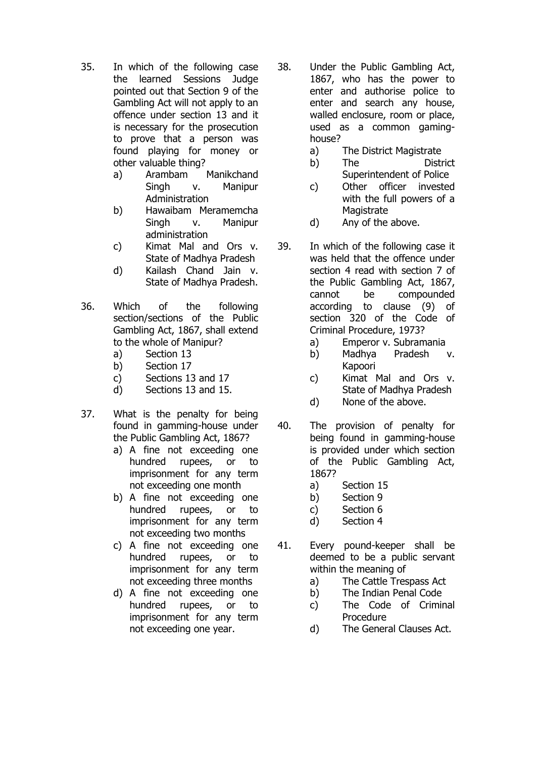35. In which of the following case the learned Sessions Judge pointed out that Section 9 of the Gambling Act will not apply to an offence under section 13 and it is necessary for the prosecution to prove that a person was found playing for money or other valuable thing?
    a) Arambam Manikchand Singh v. Manipur Administration
    b) Hawaibam Meramemcha Singh v. Manipur administration
    c) Kimat Mal and Ors v. State of Madhya Pradesh
    d) Kailash Chand Jain v. State of Madhya Pradesh.

36. Which of the following section/sections of the Public Gambling Act, 1867, shall extend to the whole of Manipur?
    a) Section 13
    b) Section 17
    c) Sections 13 and 17
    d) Sections 13 and 15.

37. What is the penalty for being found in gamming-house under the Public Gambling Act, 1867?
    a) A fine not exceeding one hundred rupees, or to imprisonment for any term not exceeding one month
    b) A fine not exceeding one hundred rupees, or to imprisonment for any term not exceeding two months
    c) A fine not exceeding one hundred rupees, or to imprisonment for any term not exceeding three months
    d) A fine not exceeding one hundred rupees, or to imprisonment for any term not exceeding one year.

38. Under the Public Gambling Act, 1867, who has the power to enter and authorise police to enter and search any house, walled enclosure, room or place, used as a common gaming-house?
    a) The District Magistrate
    b) The District Superintendent of Police
    c) Other officer invested with the full powers of a Magistrate
    d) Any of the above.

39. In which of the following case it was held that the offence under section 4 read with section 7 of the Public Gambling Act, 1867, cannot be compounded according to clause (9) of section 320 of the Code of Criminal Procedure, 1973?
    a) Emperor v. Subramania
    b) Madhya Pradesh v. Kapoori
    c) Kimat Mal and Ors v. State of Madhya Pradesh
    d) None of the above.

40. The provision of penalty for being found in gamming-house is provided under which section of the Public Gambling Act, 1867?
    a) Section 15
    b) Section 9
    c) Section 6
    d) Section 4

41. Every pound-keeper shall be deemed to be a public servant within the meaning of
    a) The Cattle Trespass Act
    b) The Indian Penal Code
    c) The Code of Criminal Procedure
    d) The General Clauses Act.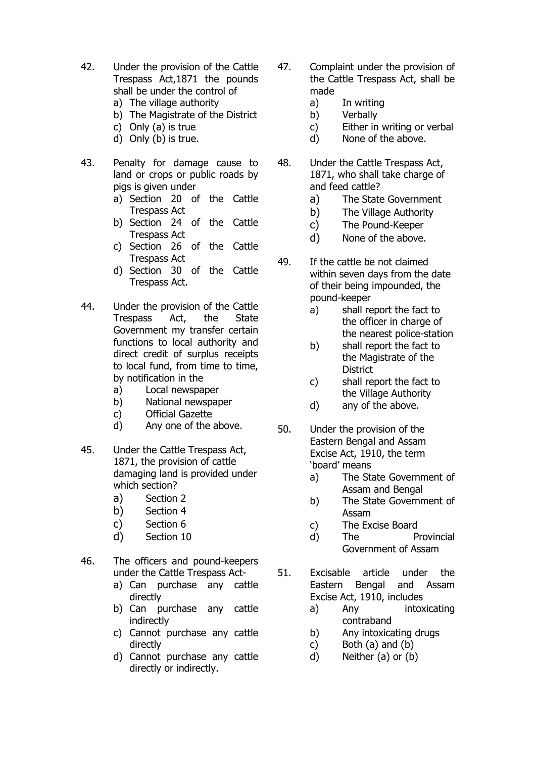42. Under the provision of the Cattle Trespass Act,1871 the pounds shall be under the control of
    a) The village authority
    b) The Magistrate of the District
    c) Only (a) is true
    d) Only (b) is true.

43. Penalty for damage cause to land or crops or public roads by pigs is given under
    a) Section 20 of the Cattle Trespass Act
    b) Section 24 of the Cattle Trespass Act
    c) Section 26 of the Cattle Trespass Act
    d) Section 30 of the Cattle Trespass Act.

44. Under the provision of the Cattle Trespass Act, the State Government my transfer certain functions to local authority and direct credit of surplus receipts to local fund, from time to time, by notification in the
    a) Local newspaper
    b) National newspaper
    c) Official Gazette
    d) Any one of the above.

45. Under the Cattle Trespass Act, 1871, the provision of cattle damaging land is provided under which section?
    a) Section 2
    b) Section 4
    c) Section 6
    d) Section 10

46. The officers and pound-keepers under the Cattle Trespass Act-
    a) Can purchase any cattle directly
    b) Can purchase any cattle indirectly
    c) Cannot purchase any cattle directly
    d) Cannot purchase any cattle directly or indirectly.

47. Complaint under the provision of the Cattle Trespass Act, shall be made
    a) In writing
    b) Verbally
    c) Either in writing or verbal
    d) None of the above.

48. Under the Cattle Trespass Act, 1871, who shall take charge of and feed cattle?
    a) The State Government
    b) The Village Authority
    c) The Pound-Keeper
    d) None of the above.

49. If the cattle be not claimed within seven days from the date of their being impounded, the pound-keeper
    a) shall report the fact to the officer in charge of the nearest police-station
    b) shall report the fact to the Magistrate of the District
    c) shall report the fact to the Village Authority
    d) any of the above.

50. Under the provision of the Eastern Bengal and Assam Excise Act, 1910, the term 'board' means
    a) The State Government of Assam and Bengal
    b) The State Government of Assam
    c) The Excise Board
    d) The Provincial Government of Assam

51. Excisable article under the Eastern Bengal and Assam Excise Act, 1910, includes
    a) Any intoxicating contraband
    b) Any intoxicating drugs
    c) Both (a) and (b)
    d) Neither (a) or (b)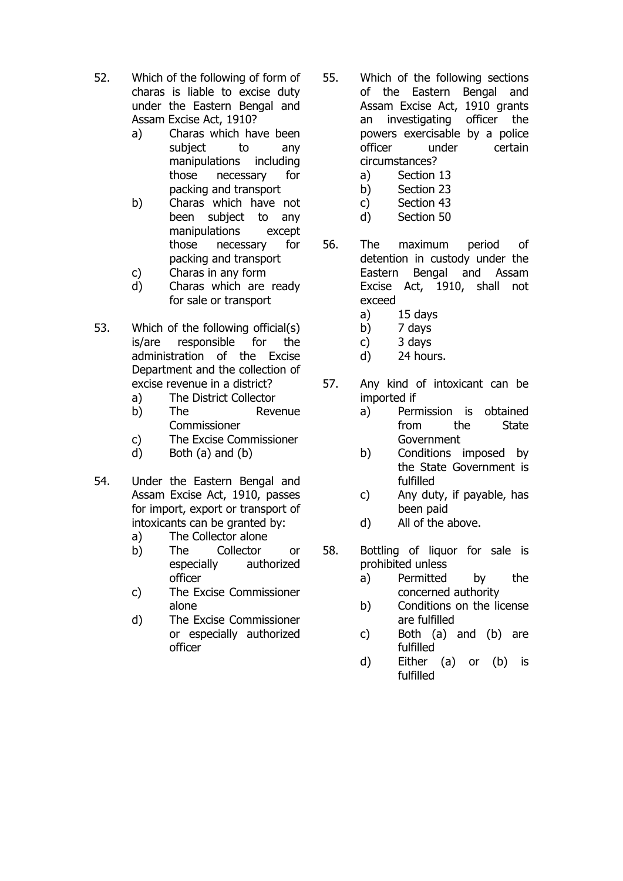52. Which of the following of form of charas is liable to excise duty under the Eastern Bengal and Assam Excise Act, 1910?
    a) Charas which have been subject to any manipulations including those necessary for packing and transport
    b) Charas which have not been subject to any manipulations except those necessary for packing and transport
    c) Charas in any form
    d) Charas which are ready for sale or transport

53. Which of the following official(s) is/are responsible for the administration of the Excise Department and the collection of excise revenue in a district?
    a) The District Collector
    b) The Revenue Commissioner
    c) The Excise Commissioner
    d) Both (a) and (b)

54. Under the Eastern Bengal and Assam Excise Act, 1910, passes for import, export or transport of intoxicants can be granted by:
    a) The Collector alone
    b) The Collector or especially authorized officer
    c) The Excise Commissioner alone
    d) The Excise Commissioner or especially authorized officer

55. Which of the following sections of the Eastern Bengal and Assam Excise Act, 1910 grants an investigating officer the powers exercisable by a police officer under certain circumstances?
    a) Section 13
    b) Section 23
    c) Section 43
    d) Section 50

56. The maximum period of detention in custody under the Eastern Bengal and Assam Excise Act, 1910, shall not exceed
    a) 15 days
    b) 7 days
    c) 3 days
    d) 24 hours.

57. Any kind of intoxicant can be imported if
    a) Permission is obtained from the State Government
    b) Conditions imposed by the State Government is fulfilled
    c) Any duty, if payable, has been paid
    d) All of the above.

58. Bottling of liquor for sale is prohibited unless
    a) Permitted by the concerned authority
    b) Conditions on the license are fulfilled
    c) Both (a) and (b) are fulfilled
    d) Either (a) or (b) is fulfilled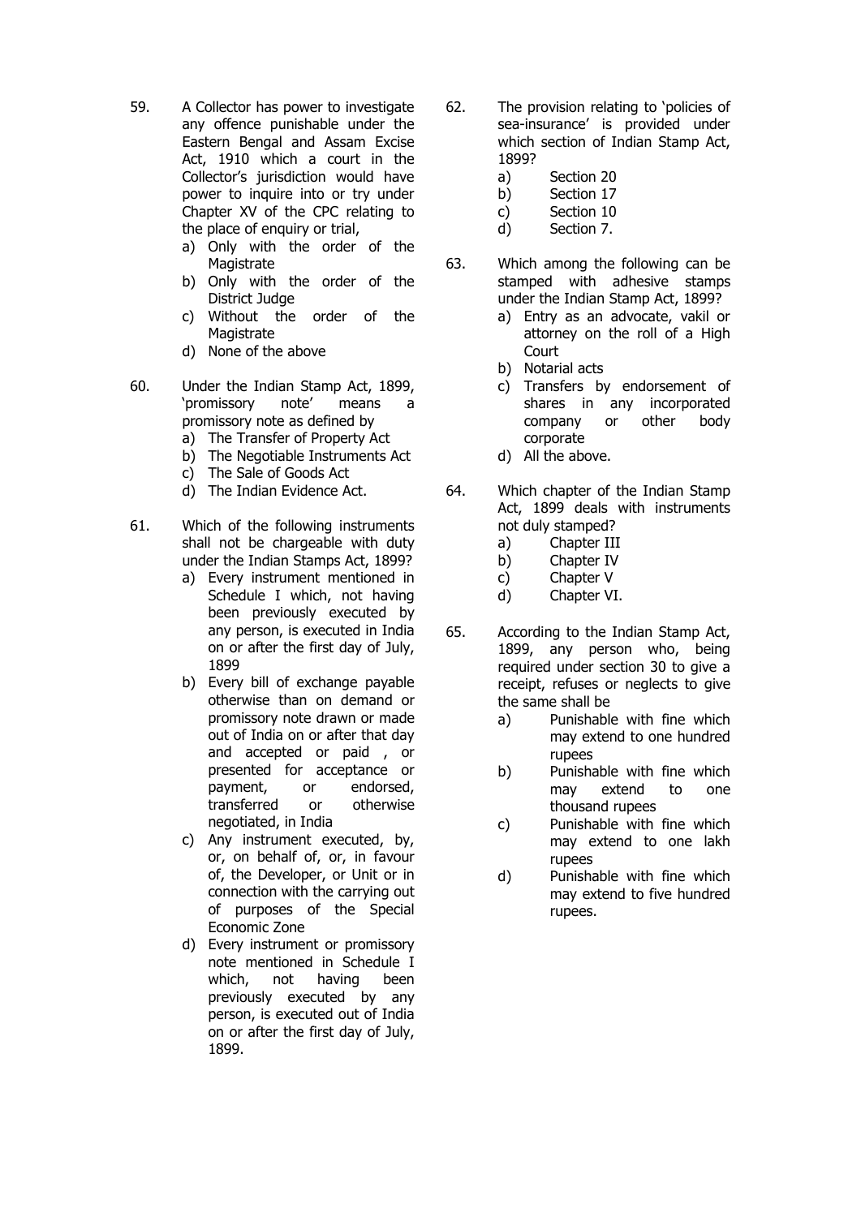59. A Collector has power to investigate any offence punishable under the Eastern Bengal and Assam Excise Act, 1910 which a court in the Collector's jurisdiction would have power to inquire into or try under Chapter XV of the CPC relating to the place of enquiry or trial,
   a) Only with the order of the Magistrate
   b) Only with the order of the District Judge
   c) Without the order of the Magistrate
   d) None of the above

60. Under the Indian Stamp Act, 1899, 'promissory note' means a promissory note as defined by
   a) The Transfer of Property Act
   b) The Negotiable Instruments Act
   c) The Sale of Goods Act
   d) The Indian Evidence Act.

61. Which of the following instruments shall not be chargeable with duty under the Indian Stamps Act, 1899?
   a) Every instrument mentioned in Schedule I which, not having been previously executed by any person, is executed in India on or after the first day of July, 1899
   b) Every bill of exchange payable otherwise than on demand or promissory note drawn or made out of India on or after that day and accepted or paid , or presented for acceptance or payment, or endorsed, transferred or otherwise negotiated, in India
   c) Any instrument executed, by, or, on behalf of, or, in favour of, the Developer, or Unit or in connection with the carrying out of purposes of the Special Economic Zone
   d) Every instrument or promissory note mentioned in Schedule I which, not having been previously executed by any person, is executed out of India on or after the first day of July, 1899.

62. The provision relating to 'policies of sea-insurance' is provided under which section of Indian Stamp Act, 1899?
   a) Section 20
   b) Section 17
   c) Section 10
   d) Section 7.

63. Which among the following can be stamped with adhesive stamps under the Indian Stamp Act, 1899?
   a) Entry as an advocate, vakil or attorney on the roll of a High Court
   b) Notarial acts
   c) Transfers by endorsement of shares in any incorporated company or other body corporate
   d) All the above.

64. Which chapter of the Indian Stamp Act, 1899 deals with instruments not duly stamped?
   a) Chapter III
   b) Chapter IV
   c) Chapter V
   d) Chapter VI.

65. According to the Indian Stamp Act, 1899, any person who, being required under section 30 to give a receipt, refuses or neglects to give the same shall be
   a) Punishable with fine which may extend to one hundred rupees
   b) Punishable with fine which may extend to one thousand rupees
   c) Punishable with fine which may extend to one lakh rupees
   d) Punishable with fine which may extend to five hundred rupees.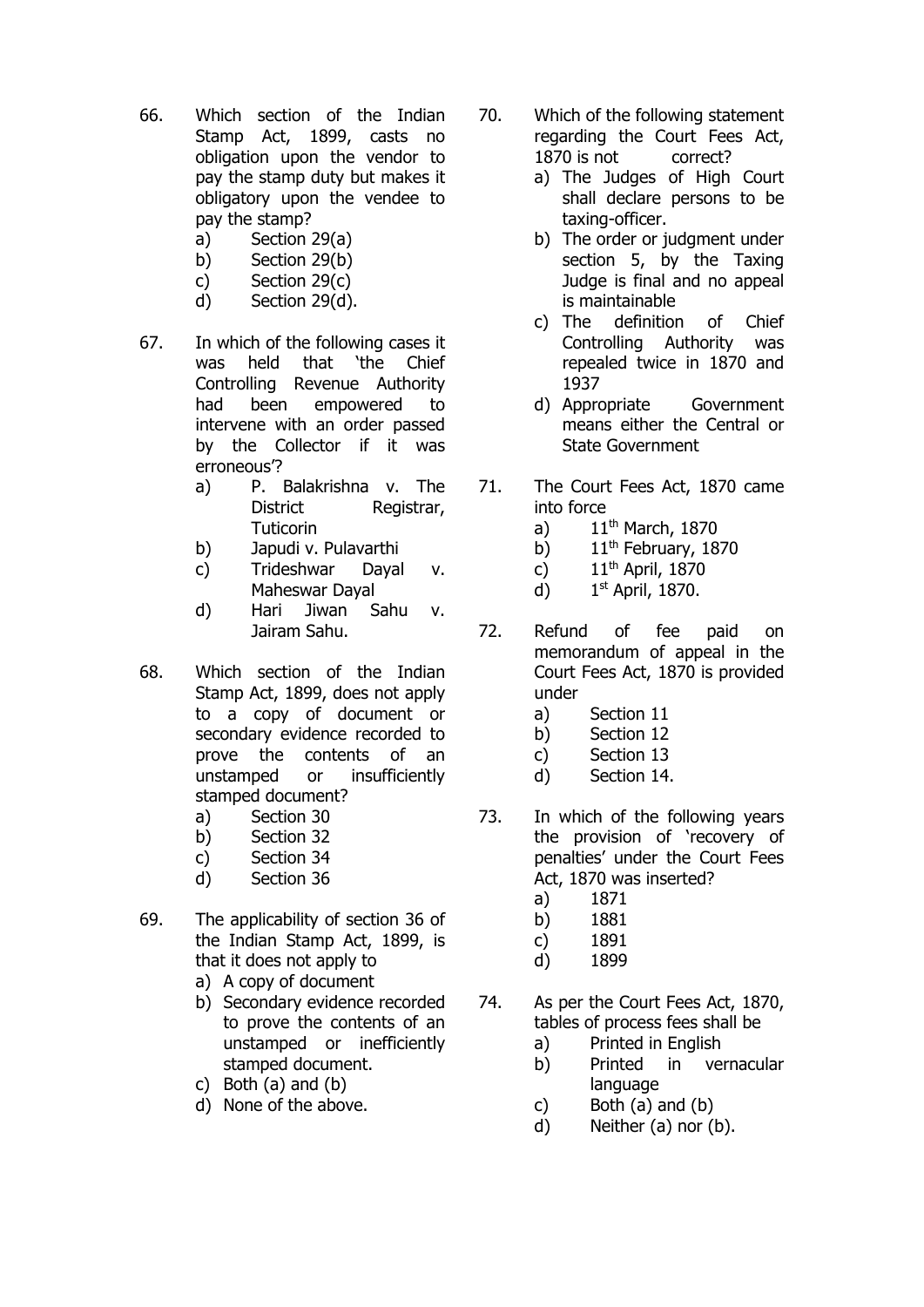66. Which section of the Indian Stamp Act, 1899, casts no obligation upon the vendor to pay the stamp duty but makes it obligatory upon the vendee to pay the stamp?
    a) Section 29(a)
    b) Section 29(b)
    c) Section 29(c)
    d) Section 29(d).

67. In which of the following cases it was held that 'the Chief Controlling Revenue Authority had been empowered to intervene with an order passed by the Collector if it was erroneous'?
    a) P. Balakrishna v. The District Registrar, Tuticorin
    b) Japudi v. Pulavarthi
    c) Trideshwar Dayal v. Maheswar Dayal
    d) Hari Jiwan Sahu v. Jairam Sahu.

68. Which section of the Indian Stamp Act, 1899, does not apply to a copy of document or secondary evidence recorded to prove the contents of an unstamped or insufficiently stamped document?
    a) Section 30
    b) Section 32
    c) Section 34
    d) Section 36

69. The applicability of section 36 of the Indian Stamp Act, 1899, is that it does not apply to
    a) A copy of document
    b) Secondary evidence recorded to prove the contents of an unstamped or inefficiently stamped document.
    c) Both (a) and (b)
    d) None of the above.

70. Which of the following statement regarding the Court Fees Act, 1870 is not correct?
    a) The Judges of High Court shall declare persons to be taxing-officer.
    b) The order or judgment under section 5, by the Taxing Judge is final and no appeal is maintainable
    c) The definition of Chief Controlling Authority was repealed twice in 1870 and 1937
    d) Appropriate Government means either the Central or State Government

71. The Court Fees Act, 1870 came into force
    a) 11th March, 1870
    b) 11th February, 1870
    c) 11th April, 1870
    d) 1st April, 1870.

72. Refund of fee paid on memorandum of appeal in the Court Fees Act, 1870 is provided under
    a) Section 11
    b) Section 12
    c) Section 13
    d) Section 14.

73. In which of the following years the provision of 'recovery of penalties' under the Court Fees Act, 1870 was inserted?
    a) 1871
    b) 1881
    c) 1891
    d) 1899

74. As per the Court Fees Act, 1870, tables of process fees shall be
    a) Printed in English
    b) Printed in vernacular language
    c) Both (a) and (b)
    d) Neither (a) nor (b).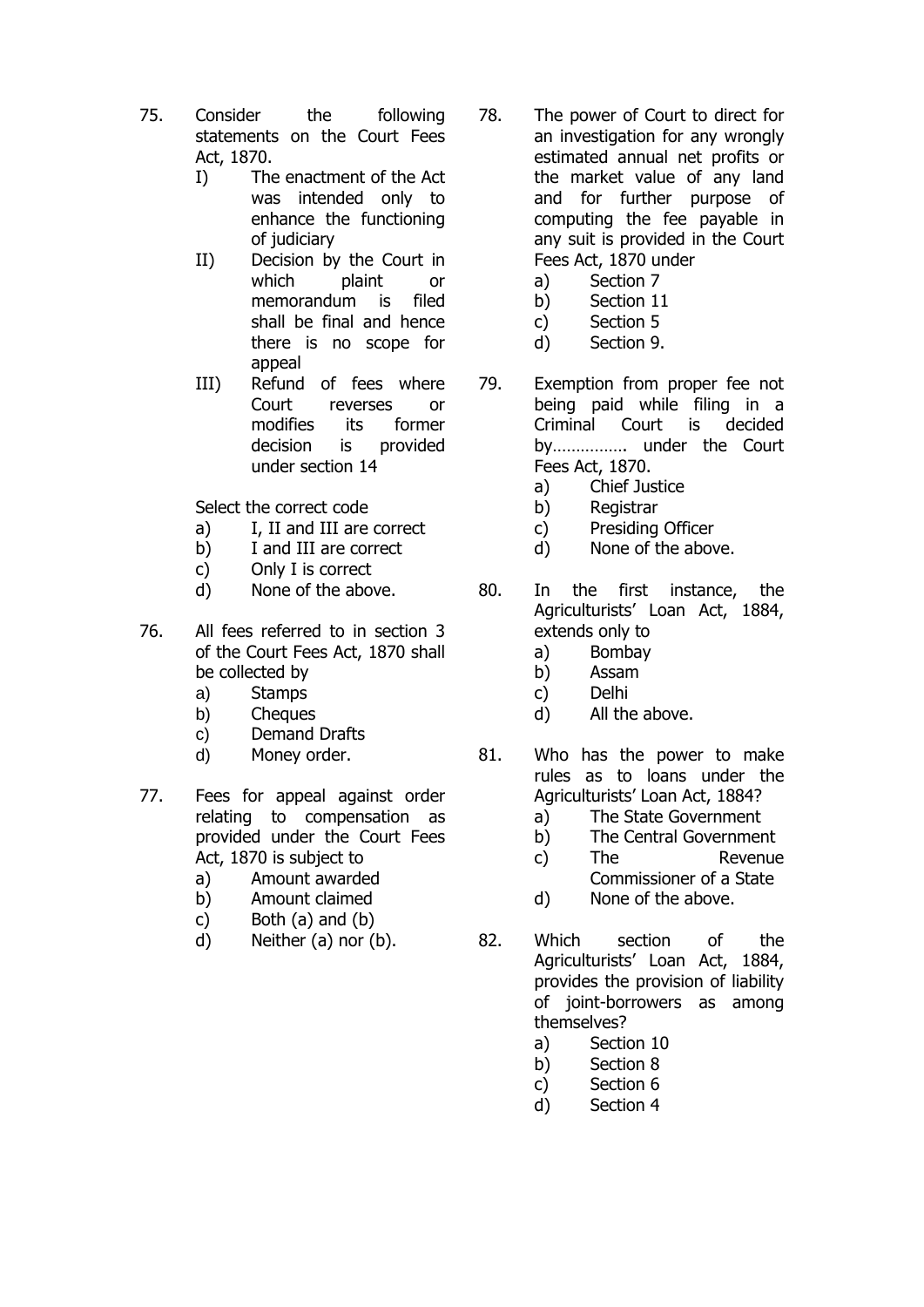75. Consider the following statements on the Court Fees Act, 1870.

   I) The enactment of the Act was intended only to enhance the functioning of judiciary

   II) Decision by the Court in which plaint or memorandum is filed shall be final and hence there is no scope for appeal

   III) Refund of fees where Court reverses or modifies its former decision is provided under section 14

   Select the correct code

   a) I, II and III are correct
   b) I and III are correct
   c) Only I is correct
   d) None of the above.

76. All fees referred to in section 3 of the Court Fees Act, 1870 shall be collected by

   a) Stamps
   b) Cheques
   c) Demand Drafts
   d) Money order.

77. Fees for appeal against order relating to compensation as provided under the Court Fees Act, 1870 is subject to

   a) Amount awarded
   b) Amount claimed
   c) Both (a) and (b)
   d) Neither (a) nor (b).

78. The power of Court to direct for an investigation for any wrongly estimated annual net profits or the market value of any land and for further purpose of computing the fee payable in any suit is provided in the Court Fees Act, 1870 under

   a) Section 7
   b) Section 11
   c) Section 5
   d) Section 9.

79. Exemption from proper fee not being paid while filing in a Criminal Court is decided by……………. under the Court Fees Act, 1870.

   a) Chief Justice
   b) Registrar
   c) Presiding Officer
   d) None of the above.

80. In the first instance, the Agriculturists' Loan Act, 1884, extends only to

   a) Bombay
   b) Assam
   c) Delhi
   d) All the above.

81. Who has the power to make rules as to loans under the Agriculturists' Loan Act, 1884?

   a) The State Government
   b) The Central Government
   c) The Revenue Commissioner of a State
   d) None of the above.

82. Which section of the Agriculturists' Loan Act, 1884, provides the provision of liability of joint-borrowers as among themselves?

   a) Section 10
   b) Section 8
   c) Section 6
   d) Section 4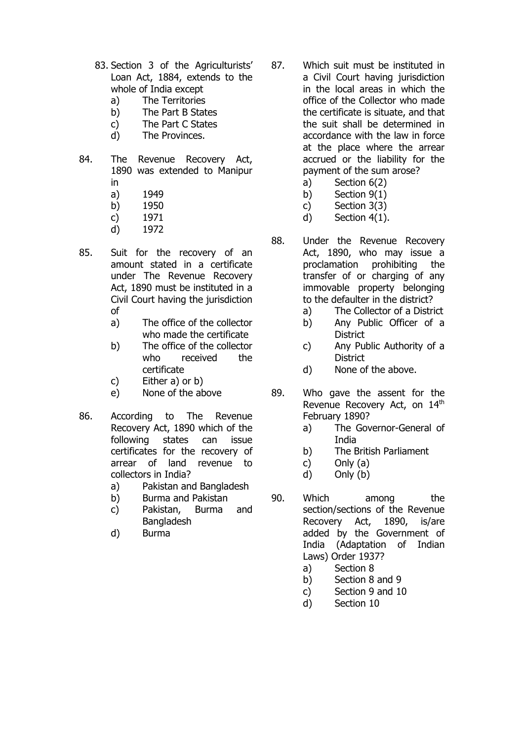83. Section 3 of the Agriculturists' Loan Act, 1884, extends to the whole of India except
    a) The Territories
    b) The Part B States
    c) The Part C States
    d) The Provinces.

84. The Revenue Recovery Act, 1890 was extended to Manipur in
    a) 1949
    b) 1950
    c) 1971
    d) 1972

85. Suit for the recovery of an amount stated in a certificate under The Revenue Recovery Act, 1890 must be instituted in a Civil Court having the jurisdiction of
    a) The office of the collector who made the certificate
    b) The office of the collector who received the certificate
    c) Either a) or b)
    e) None of the above

86. According to The Revenue Recovery Act, 1890 which of the following states can issue certificates for the recovery of arrear of land revenue to collectors in India?
    a) Pakistan and Bangladesh
    b) Burma and Pakistan
    c) Pakistan, Burma and Bangladesh
    d) Burma

87. Which suit must be instituted in a Civil Court having jurisdiction in the local areas in which the office of the Collector who made the certificate is situate, and that the suit shall be determined in accordance with the law in force at the place where the arrear accrued or the liability for the payment of the sum arose?
    a) Section 6(2)
    b) Section 9(1)
    c) Section 3(3)
    d) Section 4(1).

88. Under the Revenue Recovery Act, 1890, who may issue a proclamation prohibiting the transfer of or charging of any immovable property belonging to the defaulter in the district?
    a) The Collector of a District
    b) Any Public Officer of a District
    c) Any Public Authority of a District
    d) None of the above.

89. Who gave the assent for the Revenue Recovery Act, on 14th February 1890?
    a) The Governor-General of India
    b) The British Parliament
    c) Only (a)
    d) Only (b)

90. Which among the section/sections of the Revenue Recovery Act, 1890, is/are added by the Government of India (Adaptation of Indian Laws) Order 1937?
    a) Section 8
    b) Section 8 and 9
    c) Section 9 and 10
    d) Section 10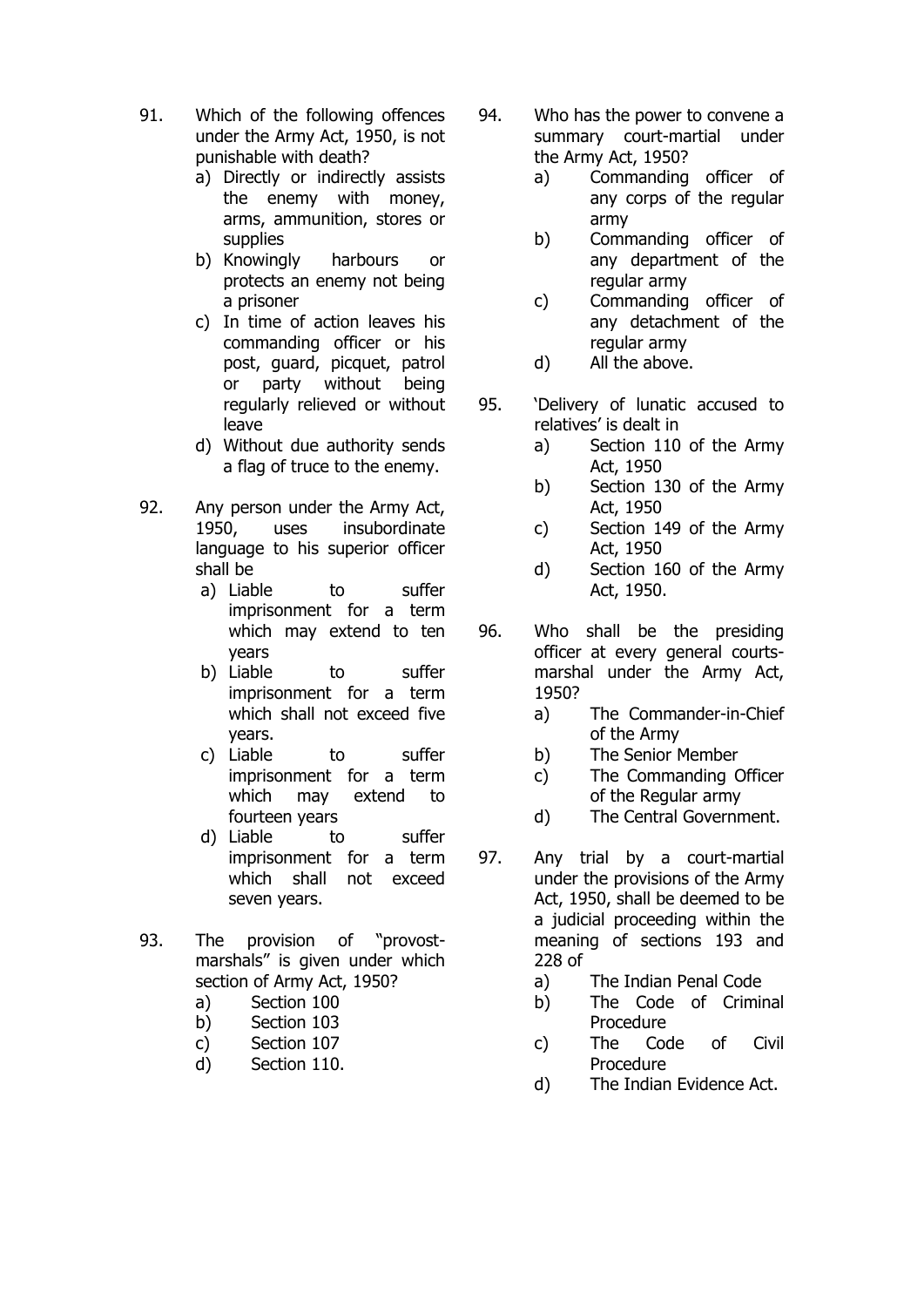91. Which of the following offences under the Army Act, 1950, is not punishable with death?
    a) Directly or indirectly assists the enemy with money, arms, ammunition, stores or supplies
    b) Knowingly harbours or protects an enemy not being a prisoner
    c) In time of action leaves his commanding officer or his post, guard, picquet, patrol or party without being regularly relieved or without leave
    d) Without due authority sends a flag of truce to the enemy.

92. Any person under the Army Act, 1950, uses insubordinate language to his superior officer shall be
    a) Liable to suffer imprisonment for a term which may extend to ten years
    b) Liable to suffer imprisonment for a term which shall not exceed five years.
    c) Liable to suffer imprisonment for a term which may extend to fourteen years
    d) Liable to suffer imprisonment for a term which shall not exceed seven years.

93. The provision of "provost-marshals" is given under which section of Army Act, 1950?
    a) Section 100
    b) Section 103
    c) Section 107
    d) Section 110.

94. Who has the power to convene a summary court-martial under the Army Act, 1950?
    a) Commanding officer of any corps of the regular army
    b) Commanding officer of any department of the regular army
    c) Commanding officer of any detachment of the regular army
    d) All the above.

95. 'Delivery of lunatic accused to relatives' is dealt in
    a) Section 110 of the Army Act, 1950
    b) Section 130 of the Army Act, 1950
    c) Section 149 of the Army Act, 1950
    d) Section 160 of the Army Act, 1950.

96. Who shall be the presiding officer at every general courts-marshal under the Army Act, 1950?
    a) The Commander-in-Chief of the Army
    b) The Senior Member
    c) The Commanding Officer of the Regular army
    d) The Central Government.

97. Any trial by a court-martial under the provisions of the Army Act, 1950, shall be deemed to be a judicial proceeding within the meaning of sections 193 and 228 of
    a) The Indian Penal Code
    b) The Code of Criminal Procedure
    c) The Code of Civil Procedure
    d) The Indian Evidence Act.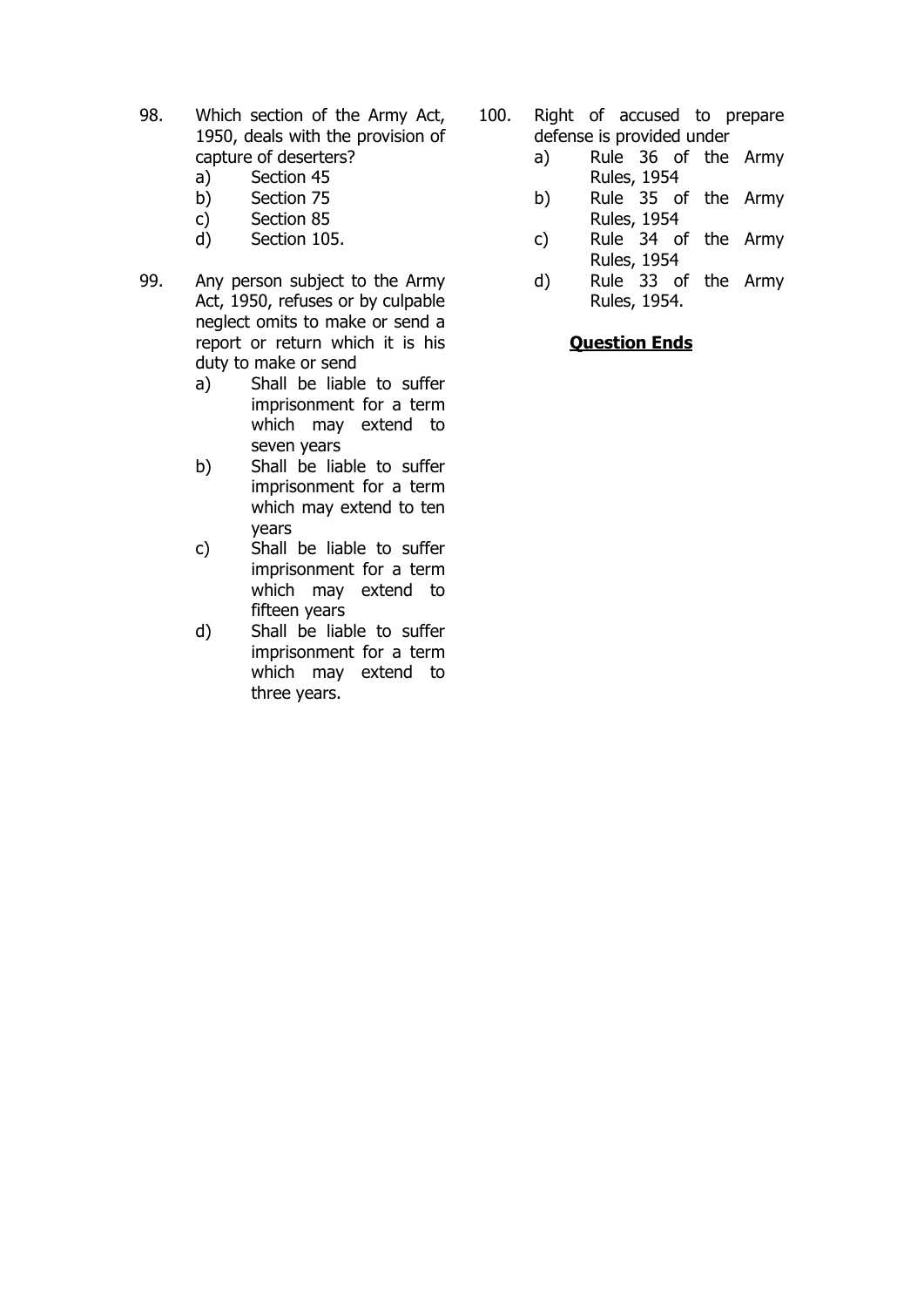98. Which section of the Army Act, 1950, deals with the provision of capture of deserters?
    a) Section 45
    b) Section 75
    c) Section 85
    d) Section 105.

99. Any person subject to the Army Act, 1950, refuses or by culpable neglect omits to make or send a report or return which it is his duty to make or send
    a) Shall be liable to suffer imprisonment for a term which may extend to seven years
    b) Shall be liable to suffer imprisonment for a term which may extend to ten years
    c) Shall be liable to suffer imprisonment for a term which may extend to fifteen years
    d) Shall be liable to suffer imprisonment for a term which may extend to three years.

100. Right of accused to prepare defense is provided under
    a) Rule 36 of the Army Rules, 1954
    b) Rule 35 of the Army Rules, 1954
    c) Rule 34 of the Army Rules, 1954
    d) Rule 33 of the Army Rules, 1954.

**<u>Question Ends</u>**